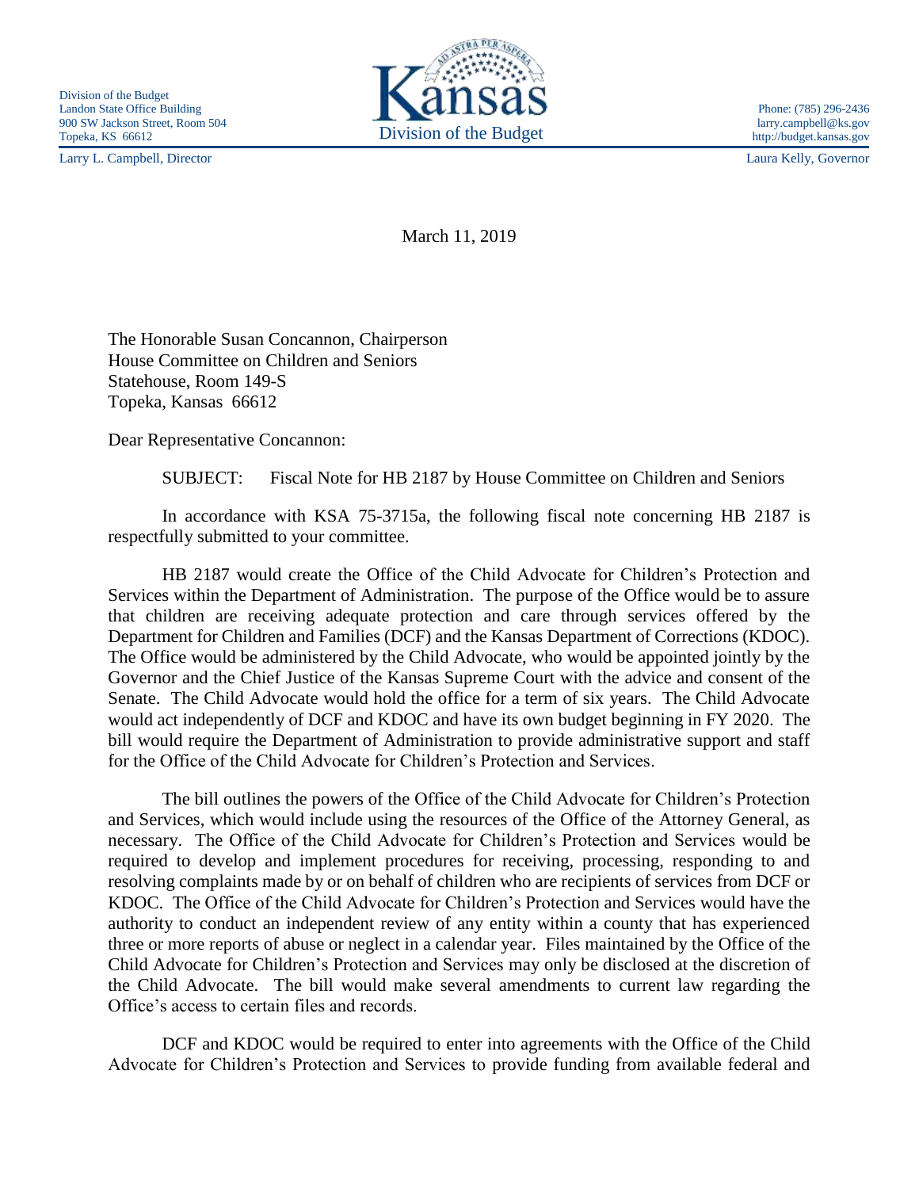Division of the Budget
Landon State Office Building
900 SW Jackson Street, Room 504
Topeka, KS 66612

Kansas
Division of the Budget

Phone: (785) 296-2436
larry.campbell@ks.gov
http://budget.kansas.gov

Larry L. Campbell, Director

Laura Kelly, Governor

March 11, 2019

The Honorable Susan Concannon, Chairperson
House Committee on Children and Seniors
Statehouse, Room 149-S
Topeka, Kansas 66612

Dear Representative Concannon:

SUBJECT: Fiscal Note for HB 2187 by House Committee on Children and Seniors

In accordance with KSA 75-3715a, the following fiscal note concerning HB 2187 is respectfully submitted to your committee.

HB 2187 would create the Office of the Child Advocate for Children's Protection and Services within the Department of Administration. The purpose of the Office would be to assure that children are receiving adequate protection and care through services offered by the Department for Children and Families (DCF) and the Kansas Department of Corrections (KDOC). The Office would be administered by the Child Advocate, who would be appointed jointly by the Governor and the Chief Justice of the Kansas Supreme Court with the advice and consent of the Senate. The Child Advocate would hold the office for a term of six years. The Child Advocate would act independently of DCF and KDOC and have its own budget beginning in FY 2020. The bill would require the Department of Administration to provide administrative support and staff for the Office of the Child Advocate for Children's Protection and Services.

The bill outlines the powers of the Office of the Child Advocate for Children's Protection and Services, which would include using the resources of the Office of the Attorney General, as necessary. The Office of the Child Advocate for Children's Protection and Services would be required to develop and implement procedures for receiving, processing, responding to and resolving complaints made by or on behalf of children who are recipients of services from DCF or KDOC. The Office of the Child Advocate for Children's Protection and Services would have the authority to conduct an independent review of any entity within a county that has experienced three or more reports of abuse or neglect in a calendar year. Files maintained by the Office of the Child Advocate for Children's Protection and Services may only be disclosed at the discretion of the Child Advocate. The bill would make several amendments to current law regarding the Office's access to certain files and records.

DCF and KDOC would be required to enter into agreements with the Office of the Child Advocate for Children's Protection and Services to provide funding from available federal and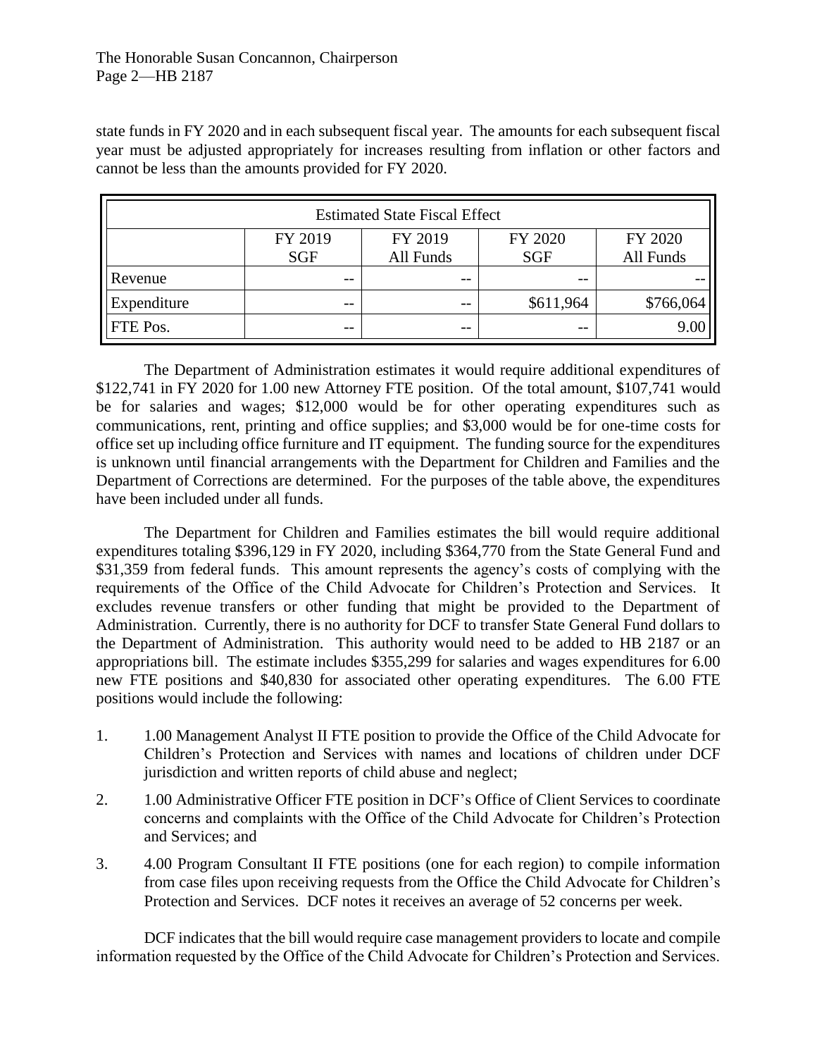state funds in FY 2020 and in each subsequent fiscal year. The amounts for each subsequent fiscal year must be adjusted appropriately for increases resulting from inflation or other factors and cannot be less than the amounts provided for FY 2020.

| Estimated State Fiscal Effect | | | | |
|---|---|---|---|---|
| | FY 2019 SGF | FY 2019 All Funds | FY 2020 SGF | FY 2020 All Funds |
| Revenue | -- | -- | -- | -- |
| Expenditure | -- | -- | $611,964 | $766,064 |
| FTE Pos. | -- | -- | -- | 9.00 |

The Department of Administration estimates it would require additional expenditures of $122,741 in FY 2020 for 1.00 new Attorney FTE position. Of the total amount, $107,741 would be for salaries and wages; $12,000 would be for other operating expenditures such as communications, rent, printing and office supplies; and $3,000 would be for one-time costs for office set up including office furniture and IT equipment. The funding source for the expenditures is unknown until financial arrangements with the Department for Children and Families and the Department of Corrections are determined. For the purposes of the table above, the expenditures have been included under all funds.

The Department for Children and Families estimates the bill would require additional expenditures totaling $396,129 in FY 2020, including $364,770 from the State General Fund and $31,359 from federal funds. This amount represents the agency's costs of complying with the requirements of the Office of the Child Advocate for Children's Protection and Services. It excludes revenue transfers or other funding that might be provided to the Department of Administration. Currently, there is no authority for DCF to transfer State General Fund dollars to the Department of Administration. This authority would need to be added to HB 2187 or an appropriations bill. The estimate includes $355,299 for salaries and wages expenditures for 6.00 new FTE positions and $40,830 for associated other operating expenditures. The 6.00 FTE positions would include the following:

1. 1.00 Management Analyst II FTE position to provide the Office of the Child Advocate for Children's Protection and Services with names and locations of children under DCF jurisdiction and written reports of child abuse and neglect;
2. 1.00 Administrative Officer FTE position in DCF's Office of Client Services to coordinate concerns and complaints with the Office of the Child Advocate for Children's Protection and Services; and
3. 4.00 Program Consultant II FTE positions (one for each region) to compile information from case files upon receiving requests from the Office the Child Advocate for Children's Protection and Services. DCF notes it receives an average of 52 concerns per week.

DCF indicates that the bill would require case management providers to locate and compile information requested by the Office of the Child Advocate for Children's Protection and Services.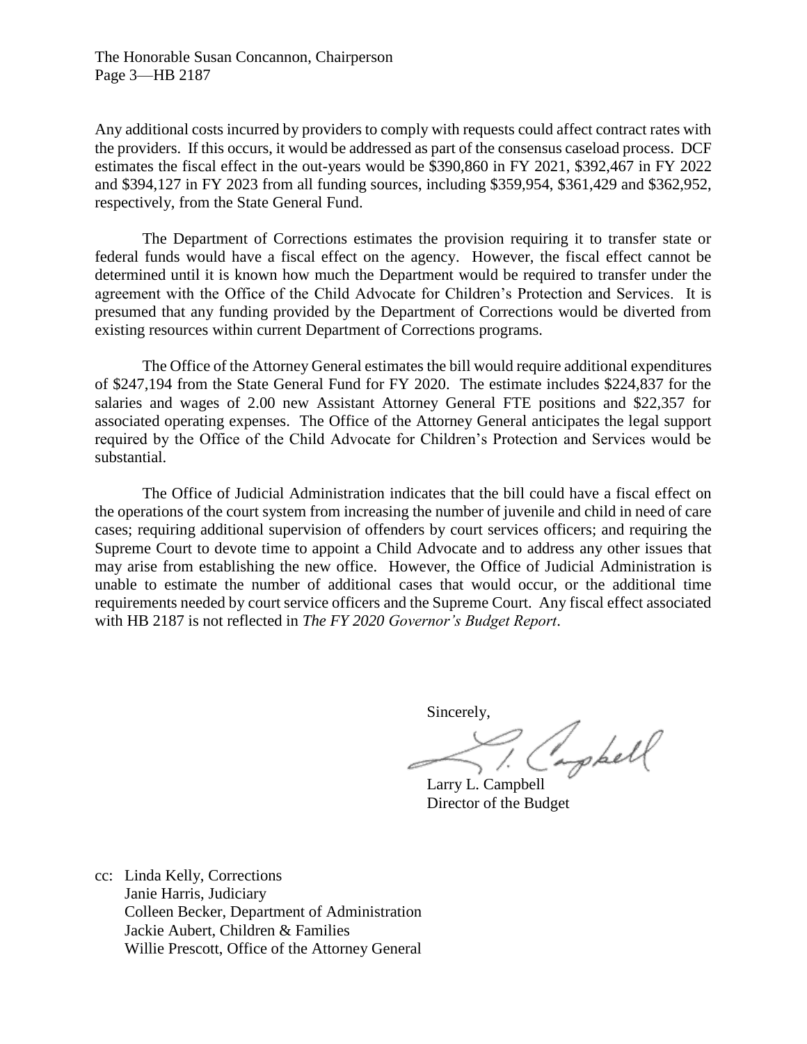Any additional costs incurred by providers to comply with requests could affect contract rates with the providers. If this occurs, it would be addressed as part of the consensus caseload process. DCF estimates the fiscal effect in the out-years would be $390,860 in FY 2021, $392,467 in FY 2022 and $394,127 in FY 2023 from all funding sources, including $359,954, $361,429 and $362,952, respectively, from the State General Fund.

The Department of Corrections estimates the provision requiring it to transfer state or federal funds would have a fiscal effect on the agency. However, the fiscal effect cannot be determined until it is known how much the Department would be required to transfer under the agreement with the Office of the Child Advocate for Children's Protection and Services. It is presumed that any funding provided by the Department of Corrections would be diverted from existing resources within current Department of Corrections programs.

The Office of the Attorney General estimates the bill would require additional expenditures of $247,194 from the State General Fund for FY 2020. The estimate includes $224,837 for the salaries and wages of 2.00 new Assistant Attorney General FTE positions and $22,357 for associated operating expenses. The Office of the Attorney General anticipates the legal support required by the Office of the Child Advocate for Children's Protection and Services would be substantial.

The Office of Judicial Administration indicates that the bill could have a fiscal effect on the operations of the court system from increasing the number of juvenile and child in need of care cases; requiring additional supervision of offenders by court services officers; and requiring the Supreme Court to devote time to appoint a Child Advocate and to address any other issues that may arise from establishing the new office. However, the Office of Judicial Administration is unable to estimate the number of additional cases that would occur, or the additional time requirements needed by court service officers and the Supreme Court. Any fiscal effect associated with HB 2187 is not reflected in *The FY 2020 Governor's Budget Report*.

Sincerely,

Larry L. Campbell
Director of the Budget

cc: Linda Kelly, Corrections
Janie Harris, Judiciary
Colleen Becker, Department of Administration
Jackie Aubert, Children & Families
Willie Prescott, Office of the Attorney General